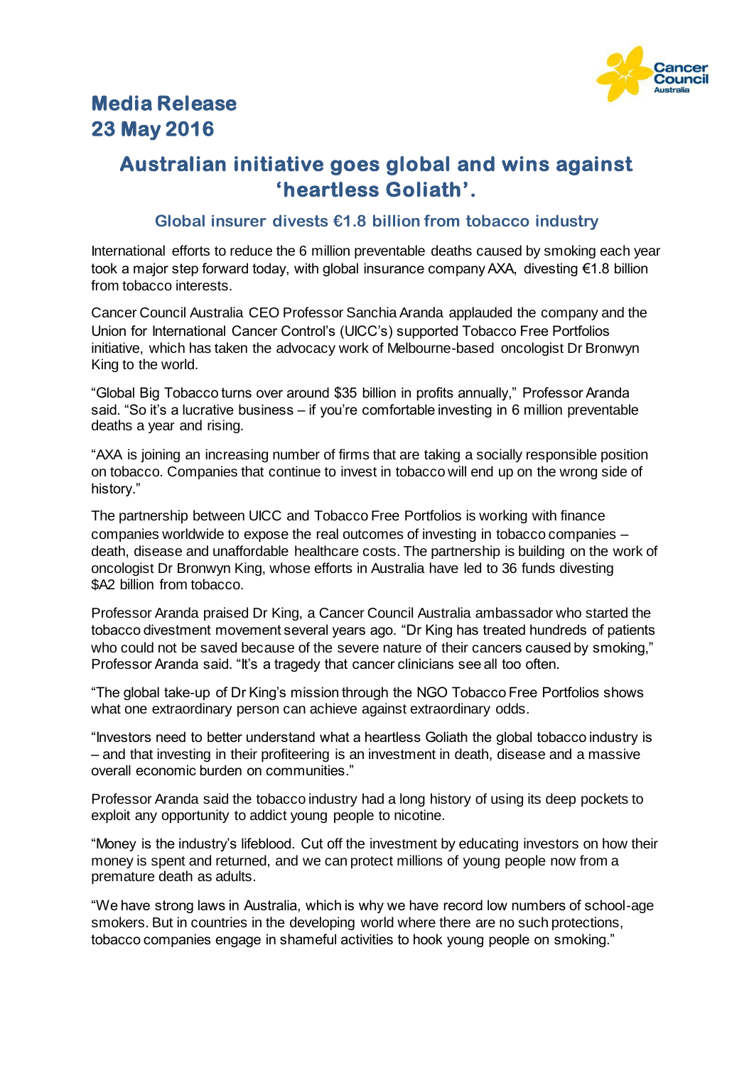# Media Release
# 23 May 2016

## Australian initiative goes global and wins against 'heartless Goliath'.

### Global insurer divests €1.8 billion from tobacco industry

International efforts to reduce the 6 million preventable deaths caused by smoking each year took a major step forward today, with global insurance company AXA, divesting €1.8 billion from tobacco interests.

Cancer Council Australia CEO Professor Sanchia Aranda applauded the company and the Union for International Cancer Control's (UICC's) supported Tobacco Free Portfolios initiative, which has taken the advocacy work of Melbourne-based oncologist Dr Bronwyn King to the world.

"Global Big Tobacco turns over around $35 billion in profits annually," Professor Aranda said. "So it's a lucrative business – if you're comfortable investing in 6 million preventable deaths a year and rising.

"AXA is joining an increasing number of firms that are taking a socially responsible position on tobacco. Companies that continue to invest in tobacco will end up on the wrong side of history."

The partnership between UICC and Tobacco Free Portfolios is working with finance companies worldwide to expose the real outcomes of investing in tobacco companies – death, disease and unaffordable healthcare costs. The partnership is building on the work of oncologist Dr Bronwyn King, whose efforts in Australia have led to 36 funds divesting $A2 billion from tobacco.

Professor Aranda praised Dr King, a Cancer Council Australia ambassador who started the tobacco divestment movement several years ago. "Dr King has treated hundreds of patients who could not be saved because of the severe nature of their cancers caused by smoking," Professor Aranda said. "It's a tragedy that cancer clinicians see all too often.

"The global take-up of Dr King's mission through the NGO Tobacco Free Portfolios shows what one extraordinary person can achieve against extraordinary odds.

"Investors need to better understand what a heartless Goliath the global tobacco industry is – and that investing in their profiteering is an investment in death, disease and a massive overall economic burden on communities."

Professor Aranda said the tobacco industry had a long history of using its deep pockets to exploit any opportunity to addict young people to nicotine.

"Money is the industry's lifeblood. Cut off the investment by educating investors on how their money is spent and returned, and we can protect millions of young people now from a premature death as adults.

"We have strong laws in Australia, which is why we have record low numbers of school-age smokers. But in countries in the developing world where there are no such protections, tobacco companies engage in shameful activities to hook young people on smoking."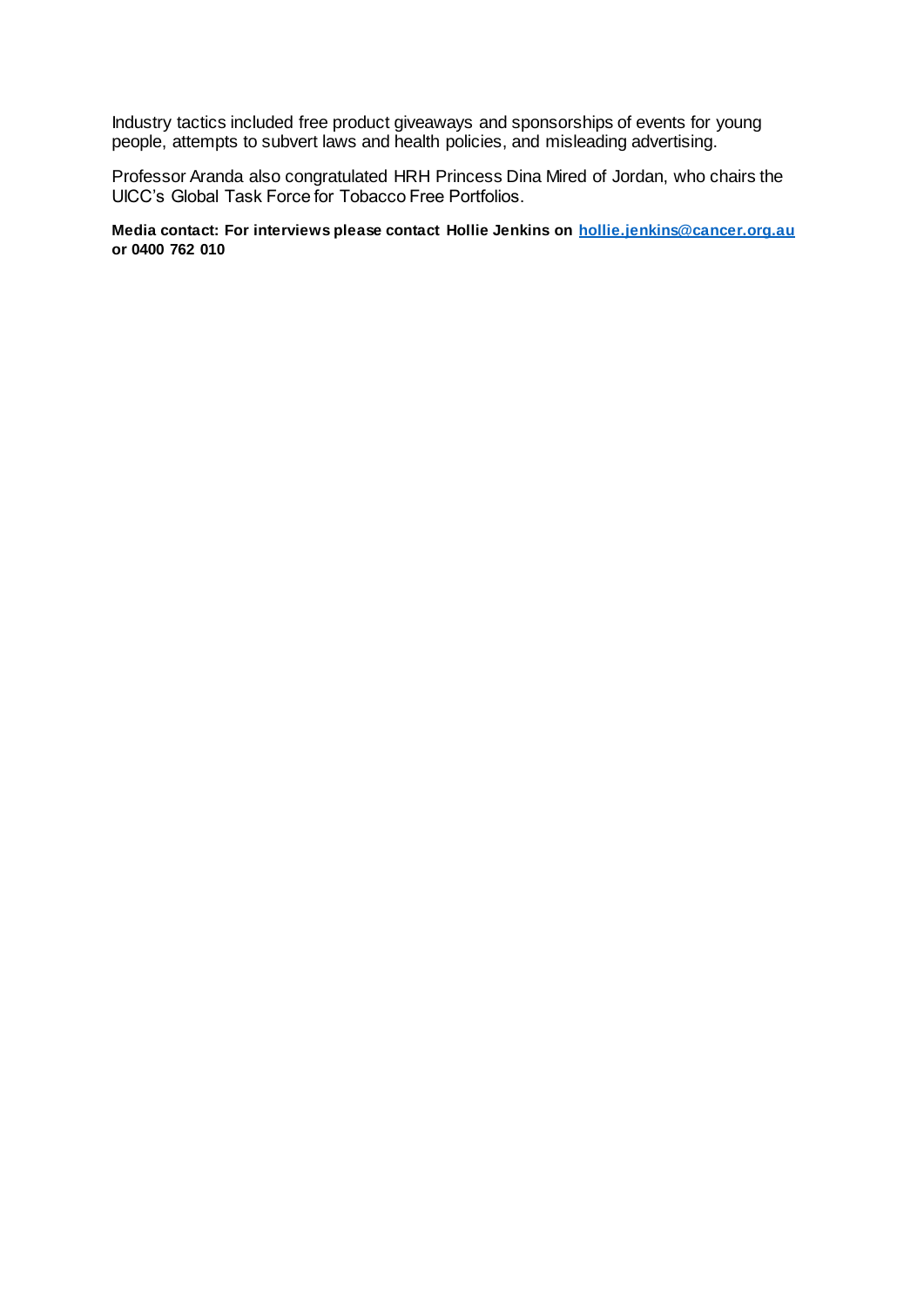Industry tactics included free product giveaways and sponsorships of events for young people, attempts to subvert laws and health policies, and misleading advertising.

Professor Aranda also congratulated HRH Princess Dina Mired of Jordan, who chairs the UICC's Global Task Force for Tobacco Free Portfolios.

**Media contact: For interviews please contact Hollie Jenkins on [hollie.jenkins@cancer.org.au](mailto:hollie.jenkins@cancer.org.au) or 0400 762 010**